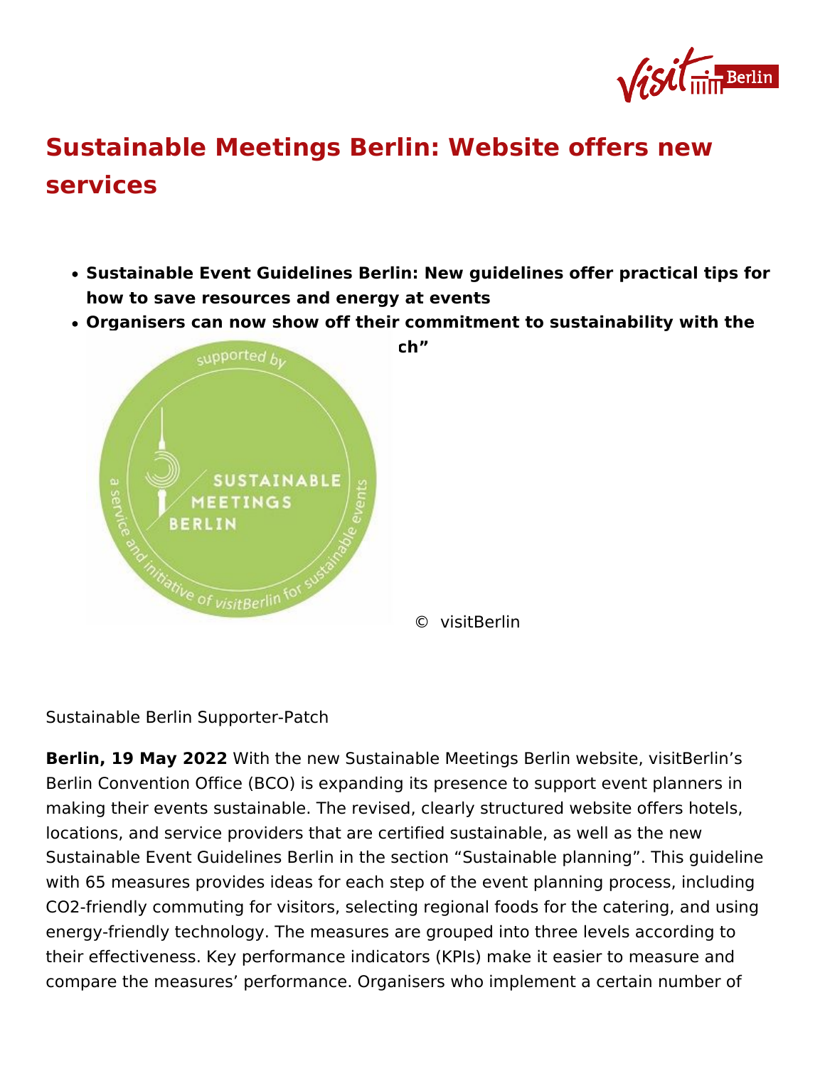# Sustainable Meetings Berlin: Website offers new services

- **Sustainable Event Guidelines Berlin: New guidelines offer practical tips for how to save resources and energy at events**
- **Organisers can now show off their commitment to sustainability with the ... ch"**

© visitBerlin

Sustainable Berlin Supporter-Patch

**Berlin, 19 May 2022** With the new Sustainable Meetings Berlin website, visitBerlin's Berlin Convention Office (BCO) is expanding its presence to support event planners in making their events sustainable. The revised, clearly structured website offers hotels, locations, and service providers that are certified sustainable, as well as the new Sustainable Event Guidelines Berlin in the section "Sustainable planning". This guideline with 65 measures provides ideas for each step of the event planning process, including CO2-friendly commuting for visitors, selecting regional foods for the catering, and using energy-friendly technology. The measures are grouped into three levels according to their effectiveness. Key performance indicators (KPIs) make it easier to measure and compare the measures' performance. Organisers who implement a certain number of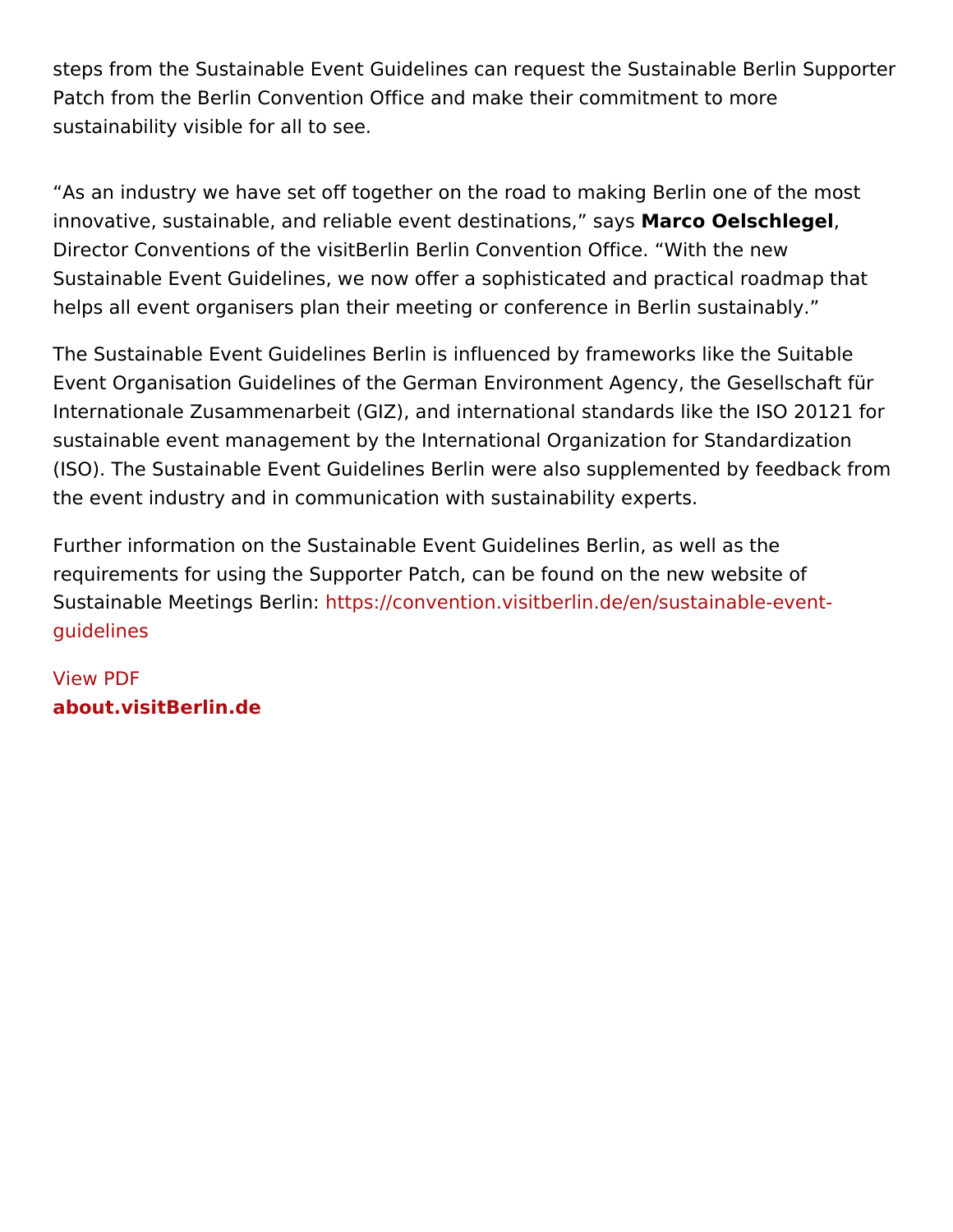steps from the Sustainable Event Guidelines can request the Sustainable Berlin Supporter Patch from the Berlin Convention Office and make their commitment to more sustainability visible for all to see.

“As an industry we have set off together on the road to making Berlin one of the most innovative, sustainable, and reliable event destinations,” says **Marco Oelschlegel**, Director Conventions of the visitBerlin Berlin Convention Office. “With the new Sustainable Event Guidelines, we now offer a sophisticated and practical roadmap that helps all event organisers plan their meeting or conference in Berlin sustainably.”

The Sustainable Event Guidelines Berlin is influenced by frameworks like the Suitable Event Organisation Guidelines of the German Environment Agency, the Gesellschaft für Internationale Zusammenarbeit (GIZ), and international standards like the ISO 20121 for sustainable event management by the International Organization for Standardization (ISO). The Sustainable Event Guidelines Berlin were also supplemented by feedback from the event industry and in communication with sustainability experts.

Further information on the Sustainable Event Guidelines Berlin, as well as the requirements for using the Supporter Patch, can be found on the new website of Sustainable Meetings Berlin: https://convention.visitberlin.de/en/sustainable-event-guidelines

View PDF
**about.visitBerlin.de**